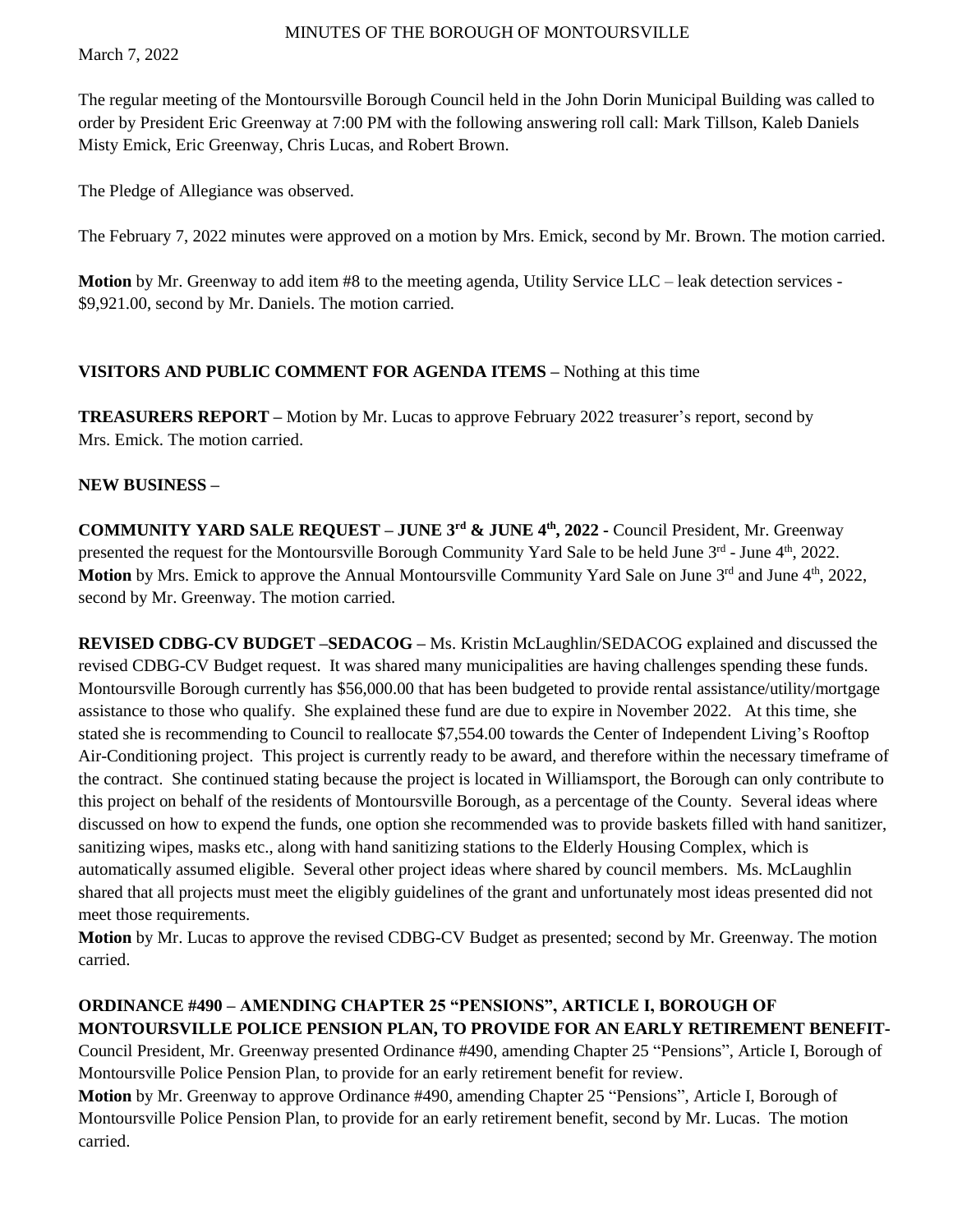# MINUTES OF THE BOROUGH OF MONTOURSVILLE

March 7, 2022

The regular meeting of the Montoursville Borough Council held in the John Dorin Municipal Building was called to order by President Eric Greenway at 7:00 PM with the following answering roll call: Mark Tillson, Kaleb Daniels Misty Emick, Eric Greenway, Chris Lucas, and Robert Brown.

The Pledge of Allegiance was observed.

The February 7, 2022 minutes were approved on a motion by Mrs. Emick, second by Mr. Brown. The motion carried.

**Motion** by Mr. Greenway to add item #8 to the meeting agenda, Utility Service LLC – leak detection services - $9,921.00, second by Mr. Daniels. The motion carried.

**VISITORS AND PUBLIC COMMENT FOR AGENDA ITEMS –** Nothing at this time

**TREASURERS REPORT –** Motion by Mr. Lucas to approve February 2022 treasurer's report, second by Mrs. Emick. The motion carried.

**NEW BUSINESS –**

**COMMUNITY YARD SALE REQUEST – JUNE 3rd & JUNE 4th, 2022 -** Council President, Mr. Greenway presented the request for the Montoursville Borough Community Yard Sale to be held June 3rd - June 4th, 2022. **Motion** by Mrs. Emick to approve the Annual Montoursville Community Yard Sale on June 3rd and June 4th, 2022, second by Mr. Greenway. The motion carried.

**REVISED CDBG-CV BUDGET –SEDACOG –** Ms. Kristin McLaughlin/SEDACOG explained and discussed the revised CDBG-CV Budget request. It was shared many municipalities are having challenges spending these funds. Montoursville Borough currently has $56,000.00 that has been budgeted to provide rental assistance/utility/mortgage assistance to those who qualify. She explained these fund are due to expire in November 2022. At this time, she stated she is recommending to Council to reallocate $7,554.00 towards the Center of Independent Living's Rooftop Air-Conditioning project. This project is currently ready to be award, and therefore within the necessary timeframe of the contract. She continued stating because the project is located in Williamsport, the Borough can only contribute to this project on behalf of the residents of Montoursville Borough, as a percentage of the County. Several ideas where discussed on how to expend the funds, one option she recommended was to provide baskets filled with hand sanitizer, sanitizing wipes, masks etc., along with hand sanitizing stations to the Elderly Housing Complex, which is automatically assumed eligible. Several other project ideas where shared by council members. Ms. McLaughlin shared that all projects must meet the eligibly guidelines of the grant and unfortunately most ideas presented did not meet those requirements.

**Motion** by Mr. Lucas to approve the revised CDBG-CV Budget as presented; second by Mr. Greenway. The motion carried.

**ORDINANCE #490 – AMENDING CHAPTER 25 "PENSIONS", ARTICLE I, BOROUGH OF MONTOURSVILLE POLICE PENSION PLAN, TO PROVIDE FOR AN EARLY RETIREMENT BENEFIT-** Council President, Mr. Greenway presented Ordinance #490, amending Chapter 25 "Pensions", Article I, Borough of Montoursville Police Pension Plan, to provide for an early retirement benefit for review.

**Motion** by Mr. Greenway to approve Ordinance #490, amending Chapter 25 "Pensions", Article I, Borough of Montoursville Police Pension Plan, to provide for an early retirement benefit, second by Mr. Lucas. The motion carried.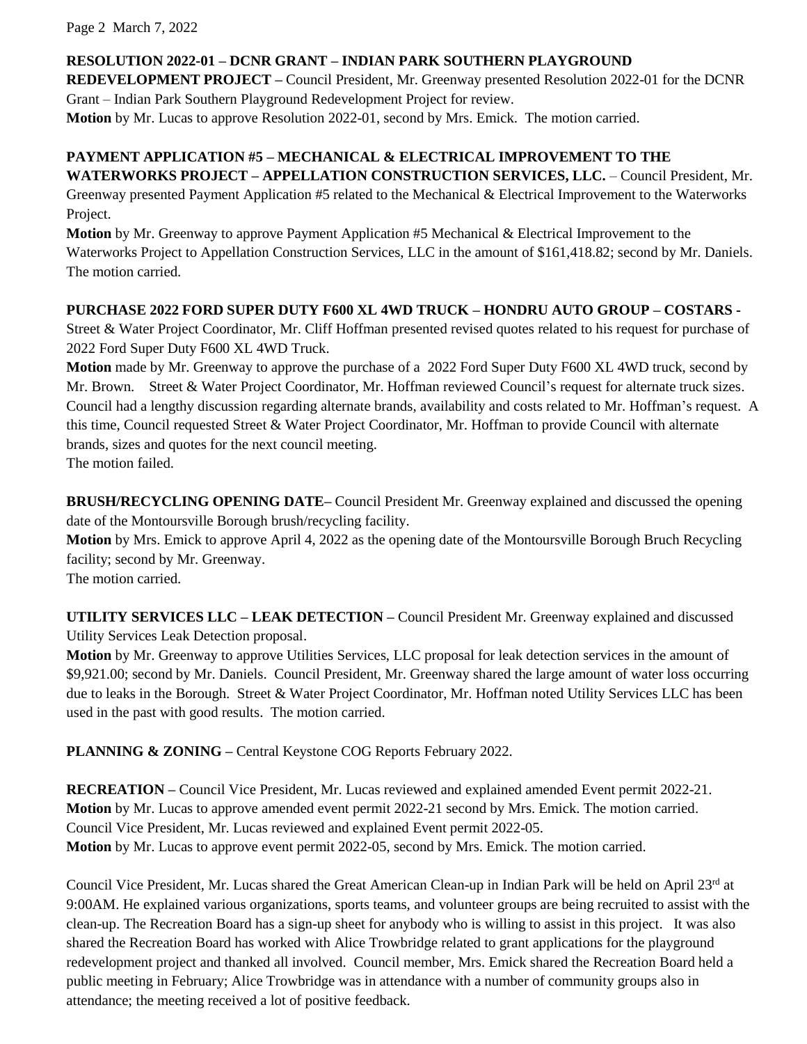**RESOLUTION 2022-01 – DCNR GRANT – INDIAN PARK SOUTHERN PLAYGROUND REDEVELOPMENT PROJECT –** Council President, Mr. Greenway presented Resolution 2022-01 for the DCNR Grant – Indian Park Southern Playground Redevelopment Project for review.
**Motion** by Mr. Lucas to approve Resolution 2022-01, second by Mrs. Emick. The motion carried.

**PAYMENT APPLICATION #5 – MECHANICAL & ELECTRICAL IMPROVEMENT TO THE WATERWORKS PROJECT – APPELLATION CONSTRUCTION SERVICES, LLC.** – Council President, Mr. Greenway presented Payment Application #5 related to the Mechanical & Electrical Improvement to the Waterworks Project.
**Motion** by Mr. Greenway to approve Payment Application #5 Mechanical & Electrical Improvement to the Waterworks Project to Appellation Construction Services, LLC in the amount of $161,418.82; second by Mr. Daniels. The motion carried.

**PURCHASE 2022 FORD SUPER DUTY F600 XL 4WD TRUCK – HONDRU AUTO GROUP – COSTARS -** Street & Water Project Coordinator, Mr. Cliff Hoffman presented revised quotes related to his request for purchase of 2022 Ford Super Duty F600 XL 4WD Truck.
**Motion** made by Mr. Greenway to approve the purchase of a 2022 Ford Super Duty F600 XL 4WD truck, second by Mr. Brown. Street & Water Project Coordinator, Mr. Hoffman reviewed Council's request for alternate truck sizes. Council had a lengthy discussion regarding alternate brands, availability and costs related to Mr. Hoffman's request. A this time, Council requested Street & Water Project Coordinator, Mr. Hoffman to provide Council with alternate brands, sizes and quotes for the next council meeting.
The motion failed.

**BRUSH/RECYCLING OPENING DATE–** Council President Mr. Greenway explained and discussed the opening date of the Montoursville Borough brush/recycling facility.
**Motion** by Mrs. Emick to approve April 4, 2022 as the opening date of the Montoursville Borough Bruch Recycling facility; second by Mr. Greenway.
The motion carried.

**UTILITY SERVICES LLC – LEAK DETECTION –** Council President Mr. Greenway explained and discussed Utility Services Leak Detection proposal.
**Motion** by Mr. Greenway to approve Utilities Services, LLC proposal for leak detection services in the amount of $9,921.00; second by Mr. Daniels. Council President, Mr. Greenway shared the large amount of water loss occurring due to leaks in the Borough. Street & Water Project Coordinator, Mr. Hoffman noted Utility Services LLC has been used in the past with good results. The motion carried.

**PLANNING & ZONING –** Central Keystone COG Reports February 2022.

**RECREATION –** Council Vice President, Mr. Lucas reviewed and explained amended Event permit 2022-21.
**Motion** by Mr. Lucas to approve amended event permit 2022-21 second by Mrs. Emick. The motion carried.
Council Vice President, Mr. Lucas reviewed and explained Event permit 2022-05.
**Motion** by Mr. Lucas to approve event permit 2022-05, second by Mrs. Emick. The motion carried.

Council Vice President, Mr. Lucas shared the Great American Clean-up in Indian Park will be held on April 23rd at 9:00AM. He explained various organizations, sports teams, and volunteer groups are being recruited to assist with the clean-up. The Recreation Board has a sign-up sheet for anybody who is willing to assist in this project. It was also shared the Recreation Board has worked with Alice Trowbridge related to grant applications for the playground redevelopment project and thanked all involved. Council member, Mrs. Emick shared the Recreation Board held a public meeting in February; Alice Trowbridge was in attendance with a number of community groups also in attendance; the meeting received a lot of positive feedback.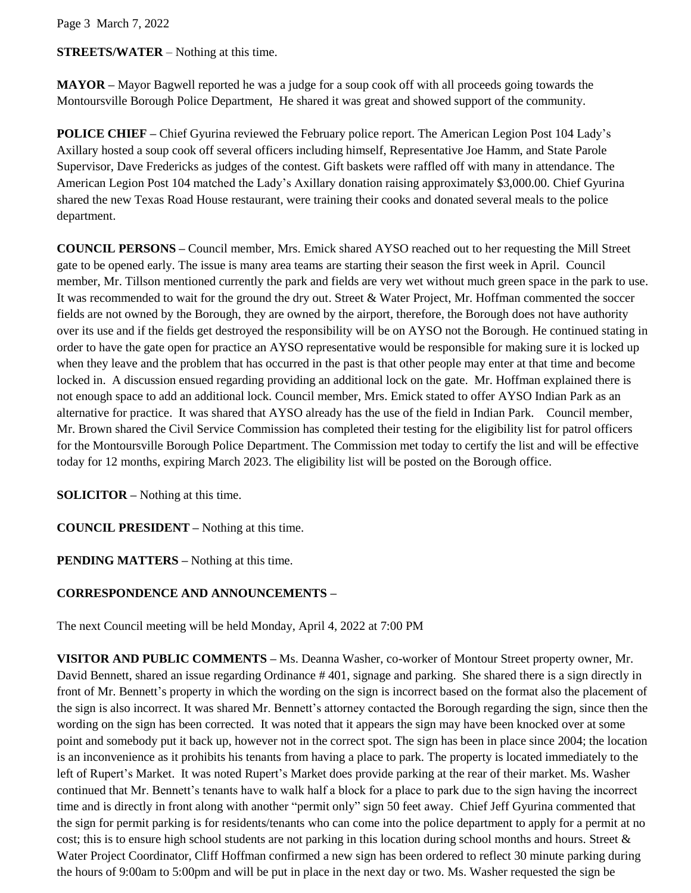**STREETS/WATER** – Nothing at this time.

**MAYOR –** Mayor Bagwell reported he was a judge for a soup cook off with all proceeds going towards the Montoursville Borough Police Department, He shared it was great and showed support of the community.

**POLICE CHIEF –** Chief Gyurina reviewed the February police report. The American Legion Post 104 Lady's Axillary hosted a soup cook off several officers including himself, Representative Joe Hamm, and State Parole Supervisor, Dave Fredericks as judges of the contest. Gift baskets were raffled off with many in attendance. The American Legion Post 104 matched the Lady's Axillary donation raising approximately $3,000.00. Chief Gyurina shared the new Texas Road House restaurant, were training their cooks and donated several meals to the police department.

**COUNCIL PERSONS –** Council member, Mrs. Emick shared AYSO reached out to her requesting the Mill Street gate to be opened early. The issue is many area teams are starting their season the first week in April. Council member, Mr. Tillson mentioned currently the park and fields are very wet without much green space in the park to use. It was recommended to wait for the ground the dry out. Street & Water Project, Mr. Hoffman commented the soccer fields are not owned by the Borough, they are owned by the airport, therefore, the Borough does not have authority over its use and if the fields get destroyed the responsibility will be on AYSO not the Borough. He continued stating in order to have the gate open for practice an AYSO representative would be responsible for making sure it is locked up when they leave and the problem that has occurred in the past is that other people may enter at that time and become locked in. A discussion ensued regarding providing an additional lock on the gate. Mr. Hoffman explained there is not enough space to add an additional lock. Council member, Mrs. Emick stated to offer AYSO Indian Park as an alternative for practice. It was shared that AYSO already has the use of the field in Indian Park. Council member, Mr. Brown shared the Civil Service Commission has completed their testing for the eligibility list for patrol officers for the Montoursville Borough Police Department. The Commission met today to certify the list and will be effective today for 12 months, expiring March 2023. The eligibility list will be posted on the Borough office.

**SOLICITOR –** Nothing at this time.

**COUNCIL PRESIDENT –** Nothing at this time.

**PENDING MATTERS –** Nothing at this time.

**CORRESPONDENCE AND ANNOUNCEMENTS –**

The next Council meeting will be held Monday, April 4, 2022 at 7:00 PM

**VISITOR AND PUBLIC COMMENTS –** Ms. Deanna Washer, co-worker of Montour Street property owner, Mr. David Bennett, shared an issue regarding Ordinance # 401, signage and parking. She shared there is a sign directly in front of Mr. Bennett's property in which the wording on the sign is incorrect based on the format also the placement of the sign is also incorrect. It was shared Mr. Bennett's attorney contacted the Borough regarding the sign, since then the wording on the sign has been corrected. It was noted that it appears the sign may have been knocked over at some point and somebody put it back up, however not in the correct spot. The sign has been in place since 2004; the location is an inconvenience as it prohibits his tenants from having a place to park. The property is located immediately to the left of Rupert's Market. It was noted Rupert's Market does provide parking at the rear of their market. Ms. Washer continued that Mr. Bennett's tenants have to walk half a block for a place to park due to the sign having the incorrect time and is directly in front along with another "permit only" sign 50 feet away. Chief Jeff Gyurina commented that the sign for permit parking is for residents/tenants who can come into the police department to apply for a permit at no cost; this is to ensure high school students are not parking in this location during school months and hours. Street & Water Project Coordinator, Cliff Hoffman confirmed a new sign has been ordered to reflect 30 minute parking during the hours of 9:00am to 5:00pm and will be put in place in the next day or two. Ms. Washer requested the sign be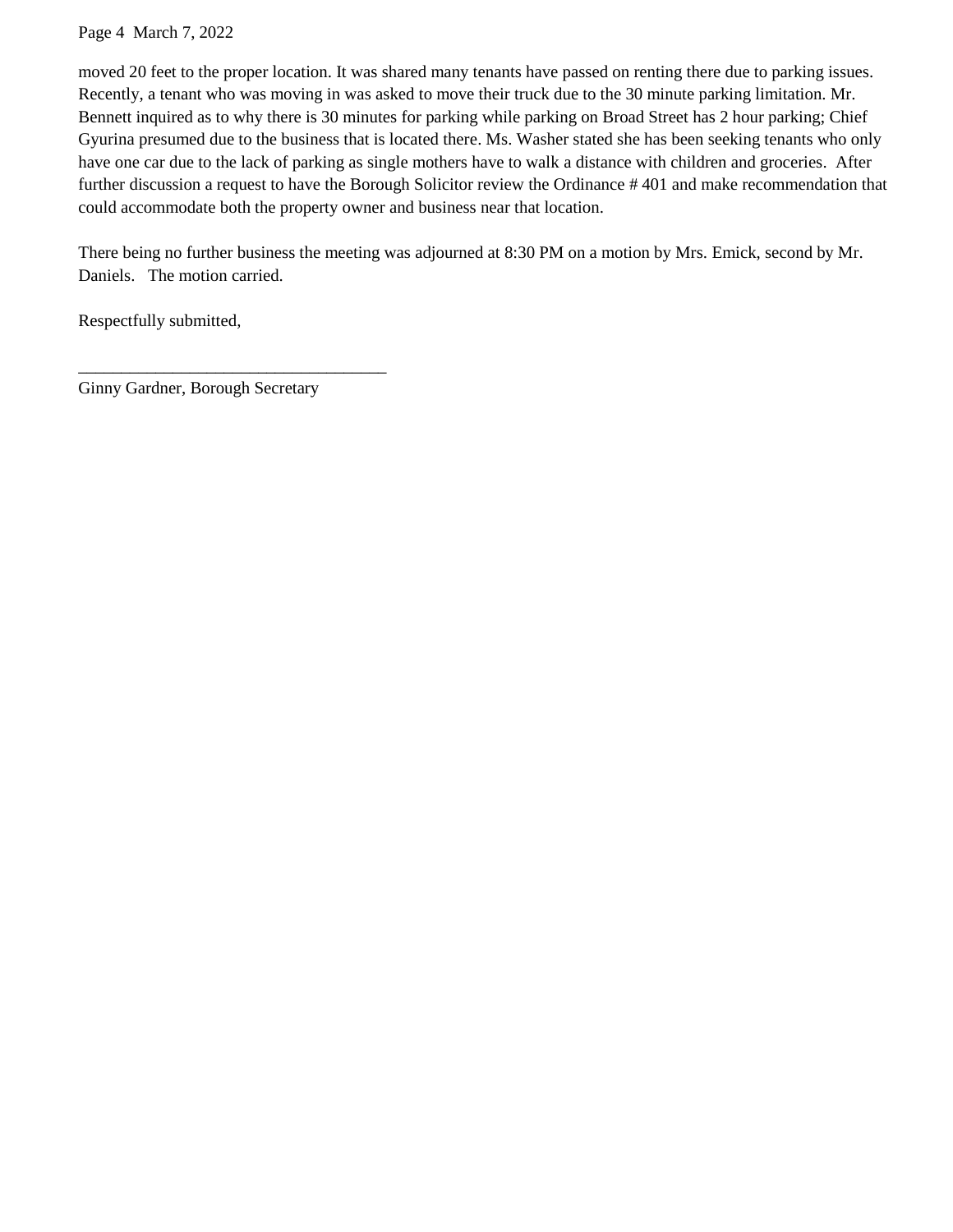moved 20 feet to the proper location. It was shared many tenants have passed on renting there due to parking issues. Recently, a tenant who was moving in was asked to move their truck due to the 30 minute parking limitation. Mr. Bennett inquired as to why there is 30 minutes for parking while parking on Broad Street has 2 hour parking; Chief Gyurina presumed due to the business that is located there. Ms. Washer stated she has been seeking tenants who only have one car due to the lack of parking as single mothers have to walk a distance with children and groceries. After further discussion a request to have the Borough Solicitor review the Ordinance # 401 and make recommendation that could accommodate both the property owner and business near that location.

There being no further business the meeting was adjourned at 8:30 PM on a motion by Mrs. Emick, second by Mr. Daniels. The motion carried.

Respectfully submitted,

\_\_\_\_\_\_\_\_\_\_\_\_\_\_\_\_\_\_\_\_\_\_\_\_\_\_\_\_\_\_\_\_\_\_\_\_

Ginny Gardner, Borough Secretary